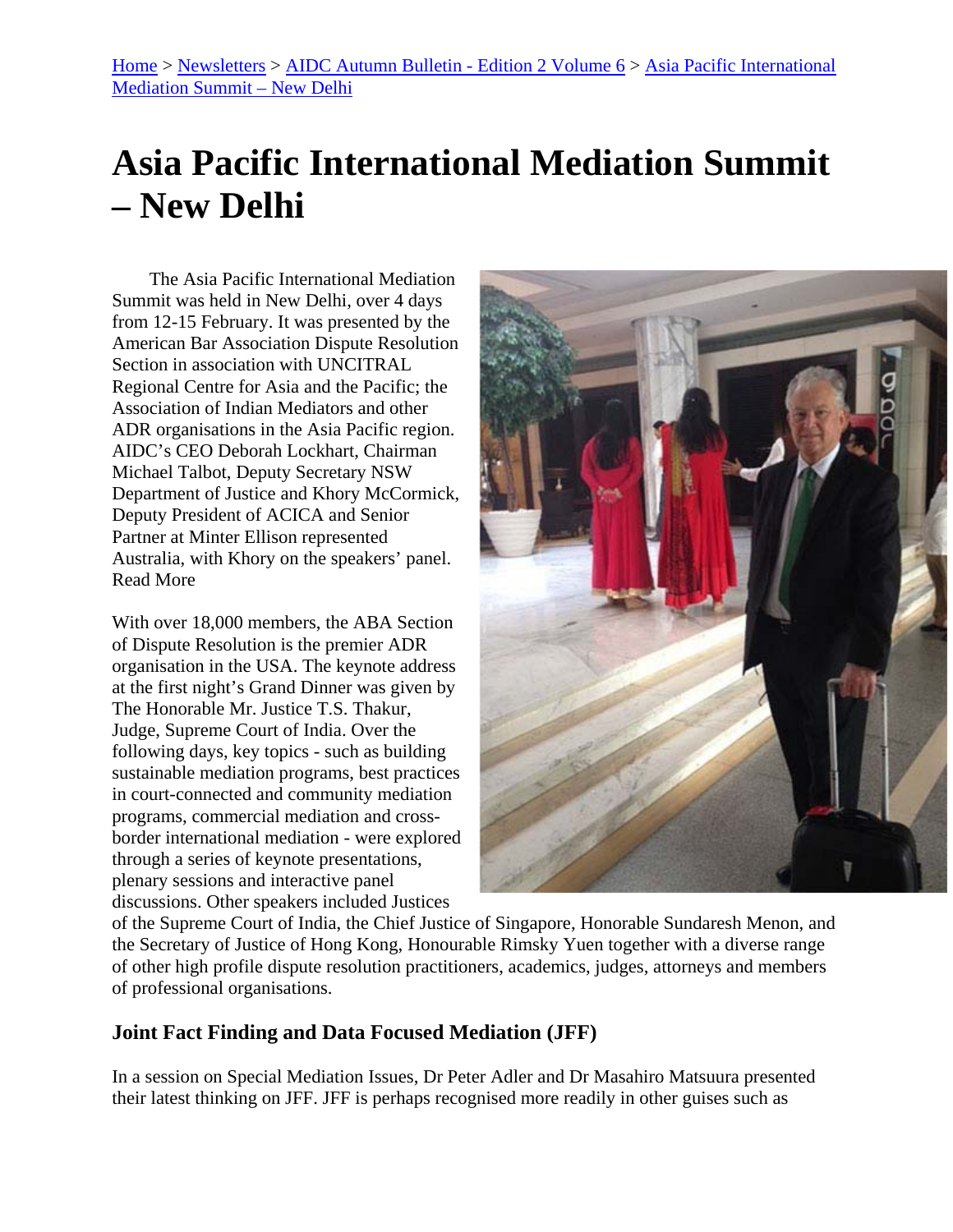Home > Newsletters > AIDC Autumn Bulletin - Edition 2 Volume 6 > Asia Pacific International Mediation Summit – New Delhi

# Asia Pacific International Mediation Summit – New Delhi

The Asia Pacific International Mediation Summit was held in New Delhi, over 4 days from 12-15 February. It was presented by the American Bar Association Dispute Resolution Section in association with UNCITRAL Regional Centre for Asia and the Pacific; the Association of Indian Mediators and other ADR organisations in the Asia Pacific region. AIDC's CEO Deborah Lockhart, Chairman Michael Talbot, Deputy Secretary NSW Department of Justice and Khory McCormick, Deputy President of ACICA and Senior Partner at Minter Ellison represented Australia, with Khory on the speakers' panel. Read More

With over 18,000 members, the ABA Section of Dispute Resolution is the premier ADR organisation in the USA. The keynote address at the first night's Grand Dinner was given by The Honorable Mr. Justice T.S. Thakur, Judge, Supreme Court of India. Over the following days, key topics - such as building sustainable mediation programs, best practices in court-connected and community mediation programs, commercial mediation and cross-border international mediation - were explored through a series of keynote presentations, plenary sessions and interactive panel discussions. Other speakers included Justices of the Supreme Court of India, the Chief Justice of Singapore, Honorable Sundaresh Menon, and the Secretary of Justice of Hong Kong, Honourable Rimsky Yuen together with a diverse range of other high profile dispute resolution practitioners, academics, judges, attorneys and members of professional organisations.

### Joint Fact Finding and Data Focused Mediation (JFF)

In a session on Special Mediation Issues, Dr Peter Adler and Dr Masahiro Matsuura presented their latest thinking on JFF. JFF is perhaps recognised more readily in other guises such as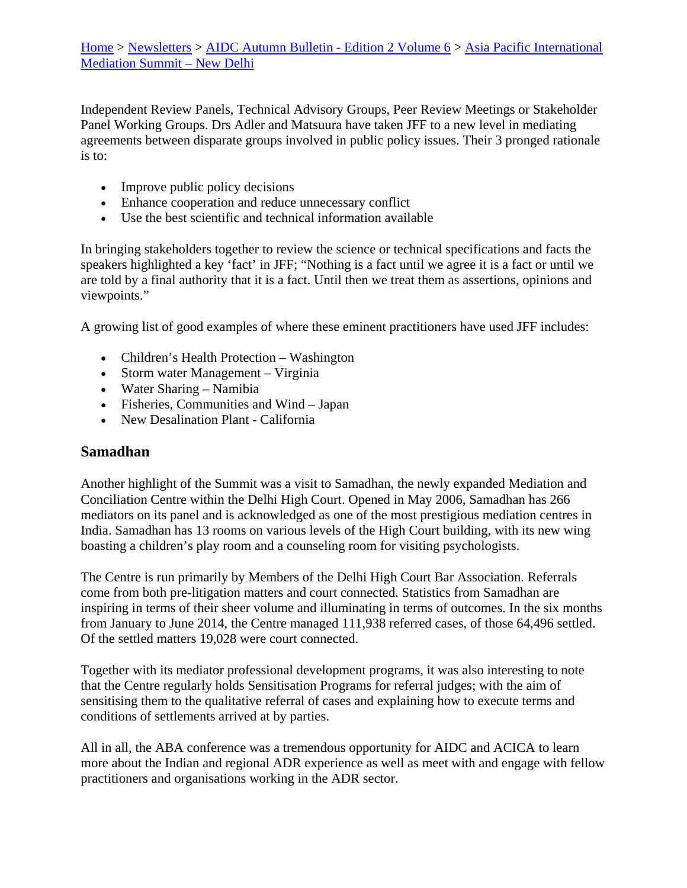Home > Newsletters > AIDC Autumn Bulletin - Edition 2 Volume 6 > Asia Pacific International Mediation Summit – New Delhi

Independent Review Panels, Technical Advisory Groups, Peer Review Meetings or Stakeholder Panel Working Groups. Drs Adler and Matsuura have taken JFF to a new level in mediating agreements between disparate groups involved in public policy issues. Their 3 pronged rationale is to:

- Improve public policy decisions
- Enhance cooperation and reduce unnecessary conflict
- Use the best scientific and technical information available

In bringing stakeholders together to review the science or technical specifications and facts the speakers highlighted a key 'fact' in JFF; "Nothing is a fact until we agree it is a fact or until we are told by a final authority that it is a fact. Until then we treat them as assertions, opinions and viewpoints."

A growing list of good examples of where these eminent practitioners have used JFF includes:

- Children's Health Protection – Washington
- Storm water Management – Virginia
- Water Sharing – Namibia
- Fisheries, Communities and Wind – Japan
- New Desalination Plant - California

## Samadhan

Another highlight of the Summit was a visit to Samadhan, the newly expanded Mediation and Conciliation Centre within the Delhi High Court. Opened in May 2006, Samadhan has 266 mediators on its panel and is acknowledged as one of the most prestigious mediation centres in India. Samadhan has 13 rooms on various levels of the High Court building, with its new wing boasting a children's play room and a counseling room for visiting psychologists.

The Centre is run primarily by Members of the Delhi High Court Bar Association. Referrals come from both pre-litigation matters and court connected. Statistics from Samadhan are inspiring in terms of their sheer volume and illuminating in terms of outcomes. In the six months from January to June 2014, the Centre managed 111,938 referred cases, of those 64,496 settled. Of the settled matters 19,028 were court connected.

Together with its mediator professional development programs, it was also interesting to note that the Centre regularly holds Sensitisation Programs for referral judges; with the aim of sensitising them to the qualitative referral of cases and explaining how to execute terms and conditions of settlements arrived at by parties.

All in all, the ABA conference was a tremendous opportunity for AIDC and ACICA to learn more about the Indian and regional ADR experience as well as meet with and engage with fellow practitioners and organisations working in the ADR sector.